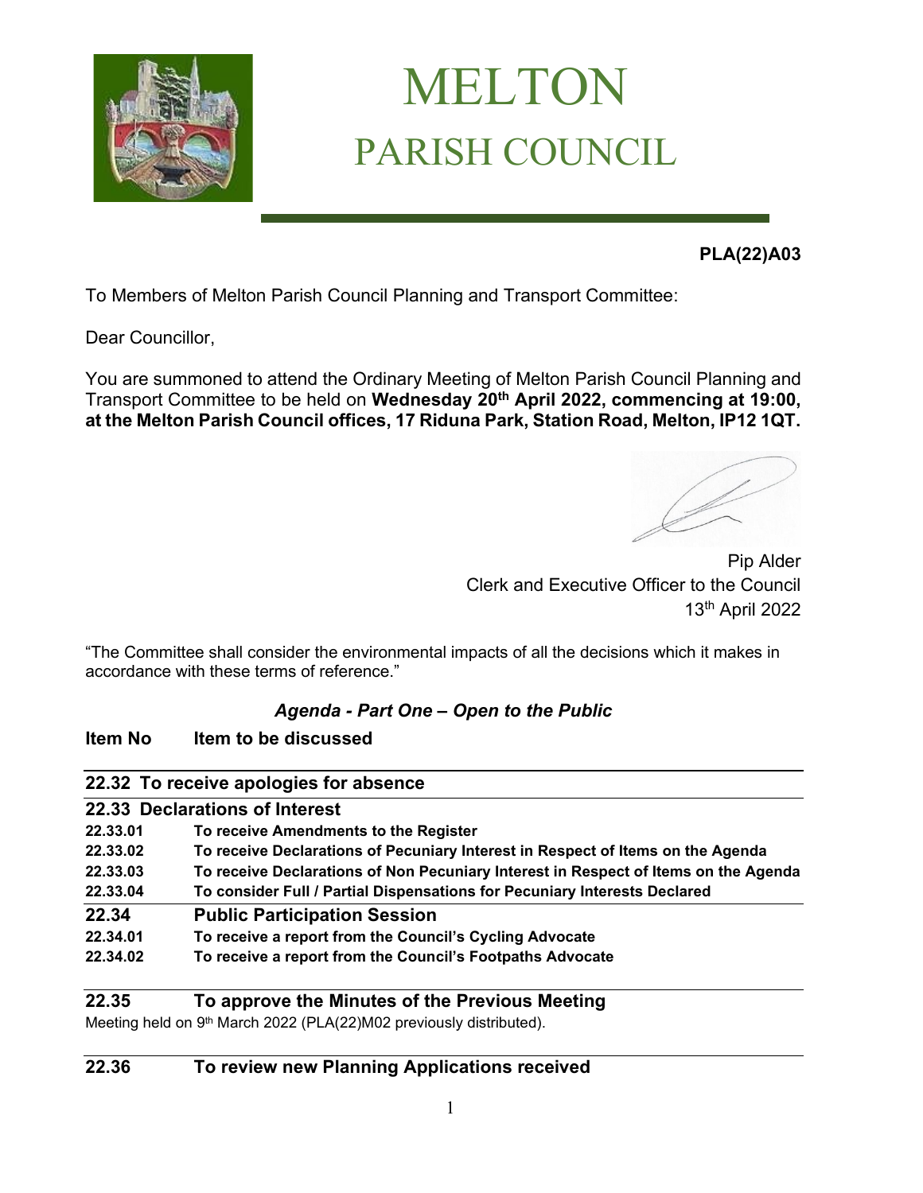# MELTON
## PARISH COUNCIL

**PLA(22)A03**

To Members of Melton Parish Council Planning and Transport Committee:

Dear Councillor,

You are summoned to attend the Ordinary Meeting of Melton Parish Council Planning and Transport Committee to be held on **Wednesday 20th April 2022, commencing at 19:00, at the Melton Parish Council offices, 17 Riduna Park, Station Road, Melton, IP12 1QT.**

Pip Alder
Clerk and Executive Officer to the Council
13th April 2022

"The Committee shall consider the environmental impacts of all the decisions which it makes in accordance with these terms of reference."

### *Agenda - Part One – Open to the Public*

**Item No — Item to be discussed**

**22.32 To receive apologies for absence**

**22.33 Declarations of Interest**

- **22.33.01** **To receive Amendments to the Register**
- **22.33.02** **To receive Declarations of Pecuniary Interest in Respect of Items on the Agenda**
- **22.33.03** **To receive Declarations of Non Pecuniary Interest in Respect of Items on the Agenda**
- **22.33.04** **To consider Full / Partial Dispensations for Pecuniary Interests Declared**

**22.34 Public Participation Session**

- **22.34.01** **To receive a report from the Council's Cycling Advocate**
- **22.34.02** **To receive a report from the Council's Footpaths Advocate**

**22.35 To approve the Minutes of the Previous Meeting**

Meeting held on 9th March 2022 (PLA(22)M02 previously distributed).

**22.36 To review new Planning Applications received**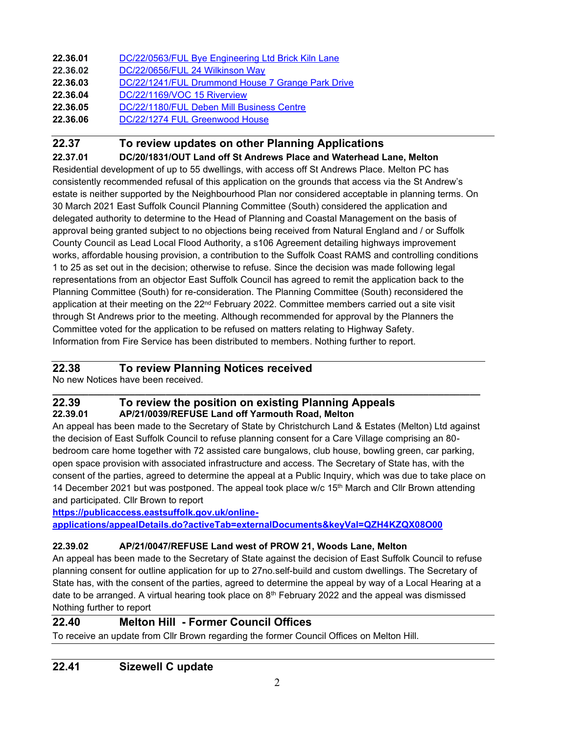**22.36.01** DC/22/0563/FUL Bye Engineering Ltd Brick Kiln Lane
**22.36.02** DC/22/0656/FUL 24 Wilkinson Way
**22.36.03** DC/22/1241/FUL Drummond House 7 Grange Park Drive
**22.36.04** DC/22/1169/VOC 15 Riverview
**22.36.05** DC/22/1180/FUL Deben Mill Business Centre
**22.36.06** DC/22/1274 FUL Greenwood House

---

## 22.37 To review updates on other Planning Applications

**22.37.01 DC/20/1831/OUT Land off St Andrews Place and Waterhead Lane, Melton**

Residential development of up to 55 dwellings, with access off St Andrews Place. Melton PC has consistently recommended refusal of this application on the grounds that access via the St Andrew's estate is neither supported by the Neighbourhood Plan nor considered acceptable in planning terms. On 30 March 2021 East Suffolk Council Planning Committee (South) considered the application and delegated authority to determine to the Head of Planning and Coastal Management on the basis of approval being granted subject to no objections being received from Natural England and / or Suffolk County Council as Lead Local Flood Authority, a s106 Agreement detailing highways improvement works, affordable housing provision, a contribution to the Suffolk Coast RAMS and controlling conditions 1 to 25 as set out in the decision; otherwise to refuse. Since the decision was made following legal representations from an objector East Suffolk Council has agreed to remit the application back to the Planning Committee (South) for re-consideration. The Planning Committee (South) reconsidered the application at their meeting on the 22nd February 2022. Committee members carried out a site visit through St Andrews prior to the meeting. Although recommended for approval by the Planners the Committee voted for the application to be refused on matters relating to Highway Safety. Information from Fire Service has been distributed to members. Nothing further to report.

---

## 22.38 To review Planning Notices received

No new Notices have been received.

---

## 22.39 To review the position on existing Planning Appeals

**22.39.01 AP/21/0039/REFUSE Land off Yarmouth Road, Melton**

An appeal has been made to the Secretary of State by Christchurch Land & Estates (Melton) Ltd against the decision of East Suffolk Council to refuse planning consent for a Care Village comprising an 80-bedroom care home together with 72 assisted care bungalows, club house, bowling green, car parking, open space provision with associated infrastructure and access. The Secretary of State has, with the consent of the parties, agreed to determine the appeal at a Public Inquiry, which was due to take place on 14 December 2021 but was postponed. The appeal took place w/c 15th March and Cllr Brown attending and participated. Cllr Brown to report

**https://publicaccess.eastsuffolk.gov.uk/online-applications/appealDetails.do?activeTab=externalDocuments&keyVal=QZH4KZQX08O00**

**22.39.02 AP/21/0047/REFUSE Land west of PROW 21, Woods Lane, Melton**

An appeal has been made to the Secretary of State against the decision of East Suffolk Council to refuse planning consent for outline application for up to 27no.self-build and custom dwellings. The Secretary of State has, with the consent of the parties, agreed to determine the appeal by way of a Local Hearing at a date to be arranged. A virtual hearing took place on 8th February 2022 and the appeal was dismissed Nothing further to report

---

## 22.40 Melton Hill - Former Council Offices

To receive an update from Cllr Brown regarding the former Council Offices on Melton Hill.

---

## 22.41 Sizewell C update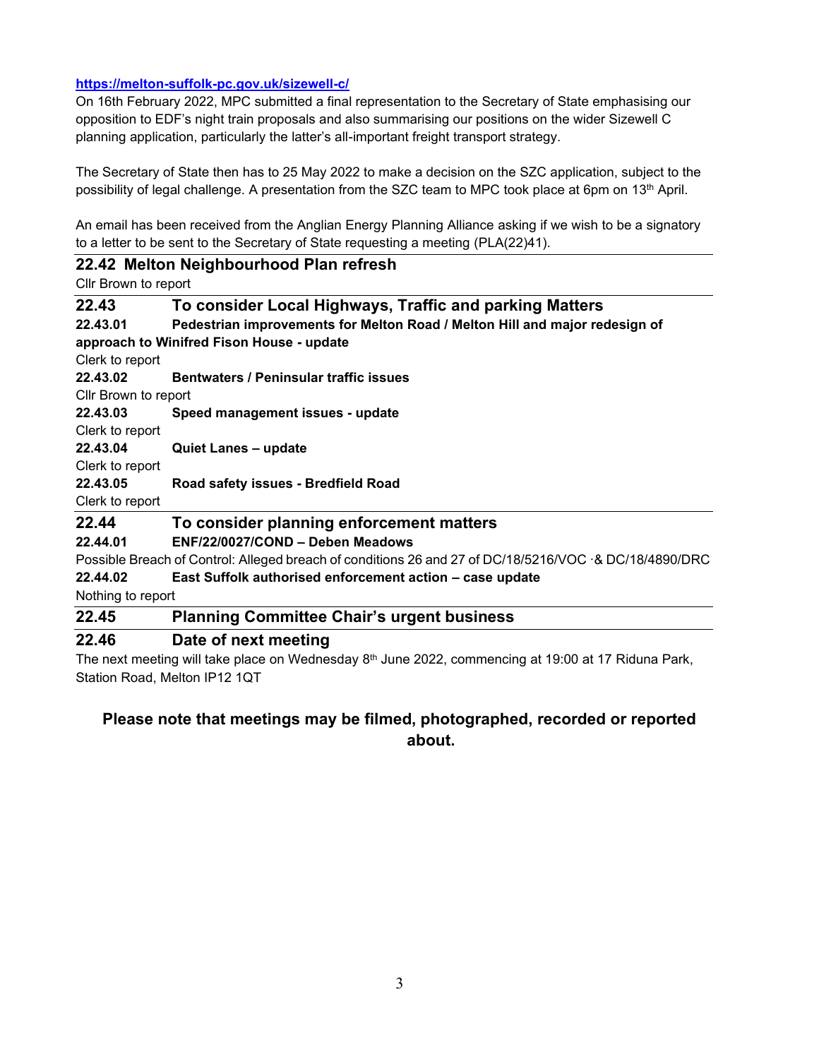**https://melton-suffolk-pc.gov.uk/sizewell-c/**

On 16th February 2022, MPC submitted a final representation to the Secretary of State emphasising our opposition to EDF's night train proposals and also summarising our positions on the wider Sizewell C planning application, particularly the latter's all-important freight transport strategy.

The Secretary of State then has to 25 May 2022 to make a decision on the SZC application, subject to the possibility of legal challenge. A presentation from the SZC team to MPC took place at 6pm on 13th April.

An email has been received from the Anglian Energy Planning Alliance asking if we wish to be a signatory to a letter to be sent to the Secretary of State requesting a meeting (PLA(22)41).

## 22.42 Melton Neighbourhood Plan refresh

Cllr Brown to report

## 22.43 To consider Local Highways, Traffic and parking Matters

**22.43.01 Pedestrian improvements for Melton Road / Melton Hill and major redesign of approach to Winifred Fison House - update**

Clerk to report

**22.43.02 Bentwaters / Peninsular traffic issues**

Cllr Brown to report

**22.43.03 Speed management issues - update**

Clerk to report

**22.43.04 Quiet Lanes – update**

Clerk to report

**22.43.05 Road safety issues - Bredfield Road**

Clerk to report

## 22.44 To consider planning enforcement matters

**22.44.01 ENF/22/0027/COND – Deben Meadows**

Possible Breach of Control: Alleged breach of conditions 26 and 27 of DC/18/5216/VOC ·& DC/18/4890/DRC

**22.44.02 East Suffolk authorised enforcement action – case update**

Nothing to report

## 22.45 Planning Committee Chair's urgent business

## 22.46 Date of next meeting

The next meeting will take place on Wednesday 8th June 2022, commencing at 19:00 at 17 Riduna Park, Station Road, Melton IP12 1QT

**Please note that meetings may be filmed, photographed, recorded or reported about.**